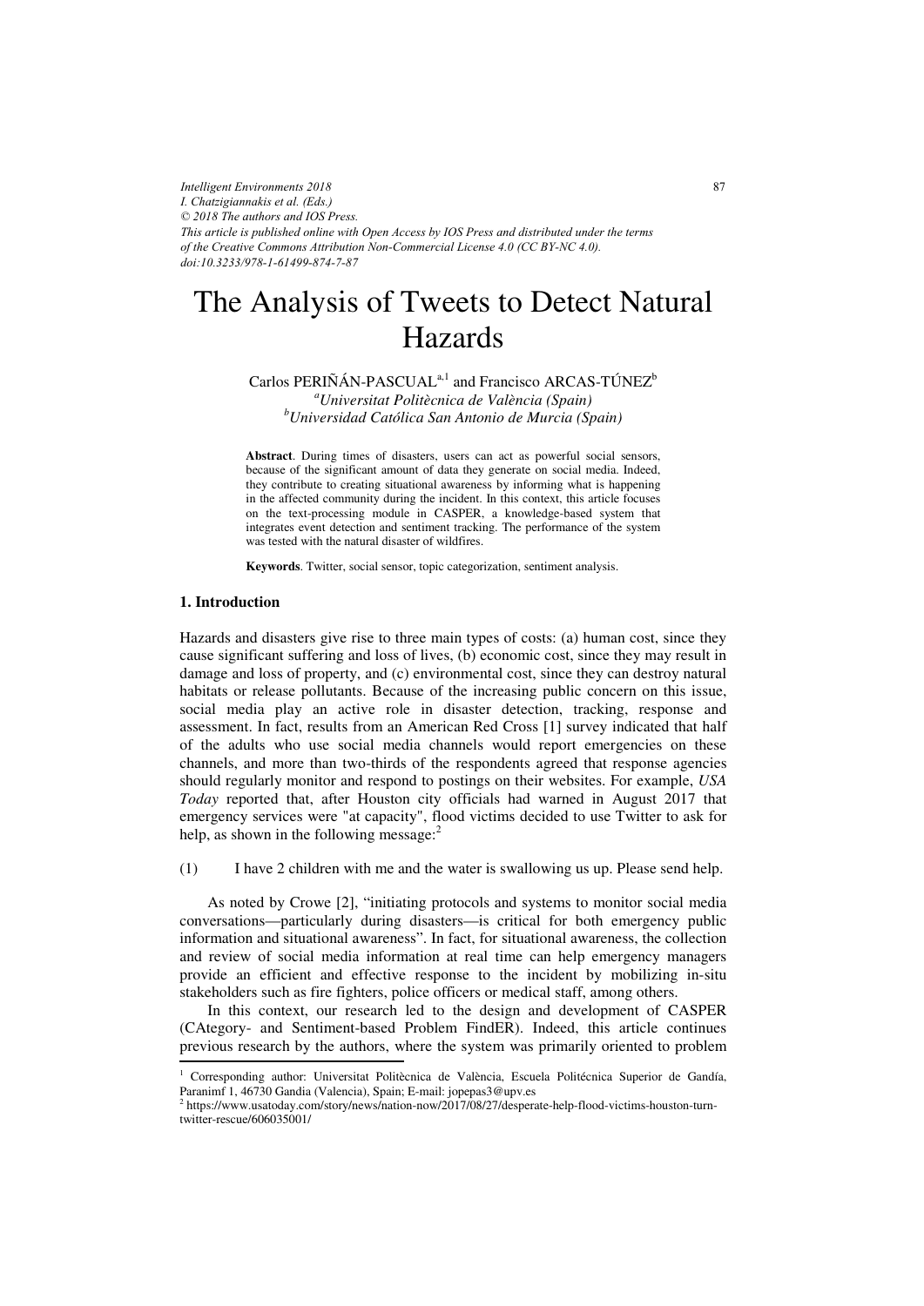*Intelligent Environments 2018*
*I. Chatzigiannakis et al. (Eds.)*
*© 2018 The authors and IOS Press.*
*This article is published online with Open Access by IOS Press and distributed under the terms of the Creative Commons Attribution Non-Commercial License 4.0 (CC BY-NC 4.0).*
*doi:10.3233/978-1-61499-874-7-87*

# The Analysis of Tweets to Detect Natural Hazards

Carlos PERIÑÁN-PASCUAL[a,1] and Francisco ARCAS-TÚNEZ[b]
[a]*Universitat Politècnica de València (Spain)*
[b]*Universidad Católica San Antonio de Murcia (Spain)*

**Abstract**. During times of disasters, users can act as powerful social sensors, because of the significant amount of data they generate on social media. Indeed, they contribute to creating situational awareness by informing what is happening in the affected community during the incident. In this context, this article focuses on the text-processing module in CASPER, a knowledge-based system that integrates event detection and sentiment tracking. The performance of the system was tested with the natural disaster of wildfires.

**Keywords**. Twitter, social sensor, topic categorization, sentiment analysis.

## 1. Introduction

Hazards and disasters give rise to three main types of costs: (a) human cost, since they cause significant suffering and loss of lives, (b) economic cost, since they may result in damage and loss of property, and (c) environmental cost, since they can destroy natural habitats or release pollutants. Because of the increasing public concern on this issue, social media play an active role in disaster detection, tracking, response and assessment. In fact, results from an American Red Cross [1] survey indicated that half of the adults who use social media channels would report emergencies on these channels, and more than two-thirds of the respondents agreed that response agencies should regularly monitor and respond to postings on their websites. For example, *USA Today* reported that, after Houston city officials had warned in August 2017 that emergency services were "at capacity", flood victims decided to use Twitter to ask for help, as shown in the following message:[2]

(1) I have 2 children with me and the water is swallowing us up. Please send help.

As noted by Crowe [2], "initiating protocols and systems to monitor social media conversations—particularly during disasters—is critical for both emergency public information and situational awareness". In fact, for situational awareness, the collection and review of social media information at real time can help emergency managers provide an efficient and effective response to the incident by mobilizing in-situ stakeholders such as fire fighters, police officers or medical staff, among others.

In this context, our research led to the design and development of CASPER (CAtegory- and Sentiment-based Problem FindER). Indeed, this article continues previous research by the authors, where the system was primarily oriented to problem

[1] Corresponding author: Universitat Politècnica de València, Escuela Politécnica Superior de Gandía, Paranimf 1, 46730 Gandia (Valencia), Spain; E-mail: jopepas3@upv.es

[2] https://www.usatoday.com/story/news/nation-now/2017/08/27/desperate-help-flood-victims-houston-turn-twitter-rescue/606035001/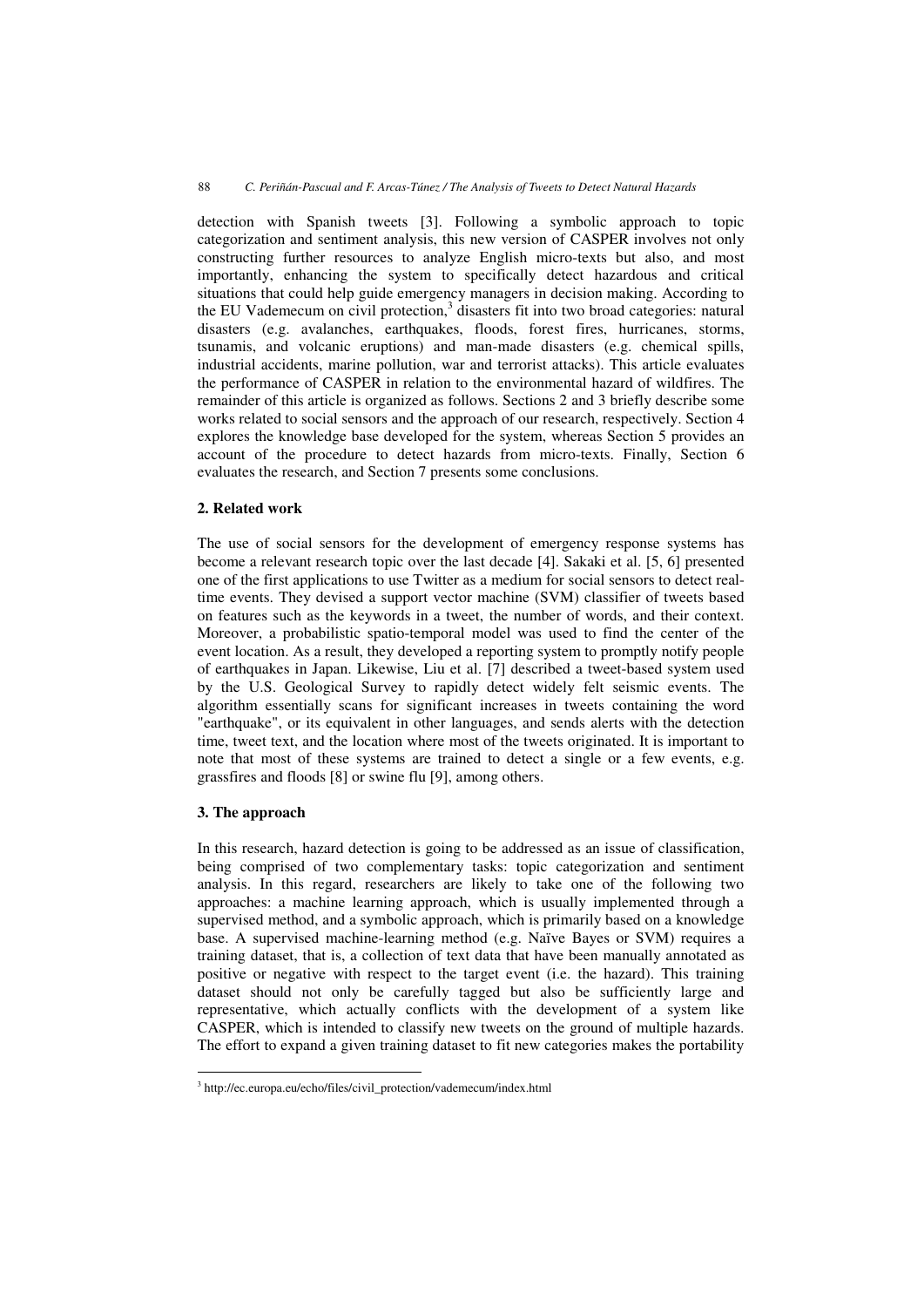detection with Spanish tweets [3]. Following a symbolic approach to topic categorization and sentiment analysis, this new version of CASPER involves not only constructing further resources to analyze English micro-texts but also, and most importantly, enhancing the system to specifically detect hazardous and critical situations that could help guide emergency managers in decision making. According to the EU Vademecum on civil protection,[3] disasters fit into two broad categories: natural disasters (e.g. avalanches, earthquakes, floods, forest fires, hurricanes, storms, tsunamis, and volcanic eruptions) and man-made disasters (e.g. chemical spills, industrial accidents, marine pollution, war and terrorist attacks). This article evaluates the performance of CASPER in relation to the environmental hazard of wildfires. The remainder of this article is organized as follows. Sections 2 and 3 briefly describe some works related to social sensors and the approach of our research, respectively. Section 4 explores the knowledge base developed for the system, whereas Section 5 provides an account of the procedure to detect hazards from micro-texts. Finally, Section 6 evaluates the research, and Section 7 presents some conclusions.

## 2. Related work

The use of social sensors for the development of emergency response systems has become a relevant research topic over the last decade [4]. Sakaki et al. [5, 6] presented one of the first applications to use Twitter as a medium for social sensors to detect real-time events. They devised a support vector machine (SVM) classifier of tweets based on features such as the keywords in a tweet, the number of words, and their context. Moreover, a probabilistic spatio-temporal model was used to find the center of the event location. As a result, they developed a reporting system to promptly notify people of earthquakes in Japan. Likewise, Liu et al. [7] described a tweet-based system used by the U.S. Geological Survey to rapidly detect widely felt seismic events. The algorithm essentially scans for significant increases in tweets containing the word "earthquake", or its equivalent in other languages, and sends alerts with the detection time, tweet text, and the location where most of the tweets originated. It is important to note that most of these systems are trained to detect a single or a few events, e.g. grassfires and floods [8] or swine flu [9], among others.

## 3. The approach

In this research, hazard detection is going to be addressed as an issue of classification, being comprised of two complementary tasks: topic categorization and sentiment analysis. In this regard, researchers are likely to take one of the following two approaches: a machine learning approach, which is usually implemented through a supervised method, and a symbolic approach, which is primarily based on a knowledge base. A supervised machine-learning method (e.g. Naïve Bayes or SVM) requires a training dataset, that is, a collection of text data that have been manually annotated as positive or negative with respect to the target event (i.e. the hazard). This training dataset should not only be carefully tagged but also be sufficiently large and representative, which actually conflicts with the development of a system like CASPER, which is intended to classify new tweets on the ground of multiple hazards. The effort to expand a given training dataset to fit new categories makes the portability

[3] http://ec.europa.eu/echo/files/civil_protection/vademecum/index.html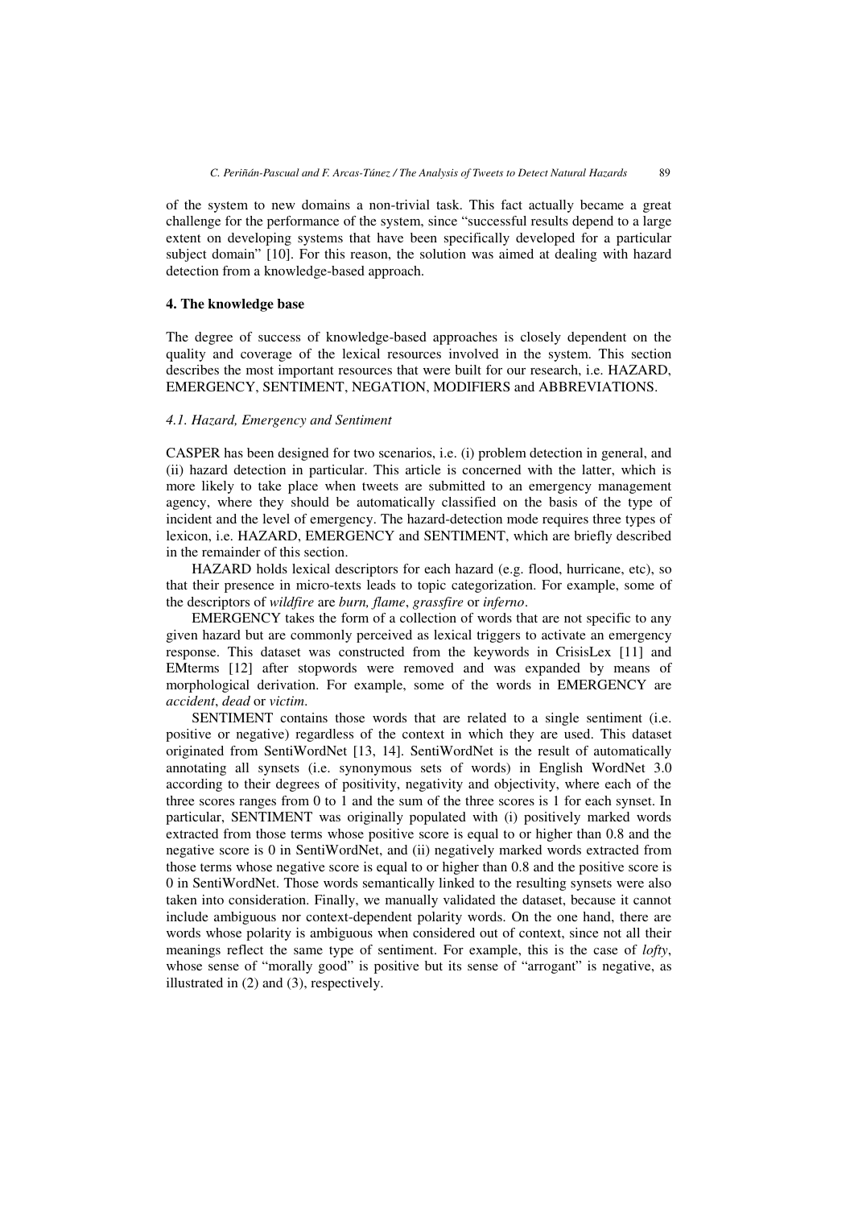of the system to new domains a non-trivial task. This fact actually became a great challenge for the performance of the system, since "successful results depend to a large extent on developing systems that have been specifically developed for a particular subject domain" [10]. For this reason, the solution was aimed at dealing with hazard detection from a knowledge-based approach.

## 4. The knowledge base

The degree of success of knowledge-based approaches is closely dependent on the quality and coverage of the lexical resources involved in the system. This section describes the most important resources that were built for our research, i.e. HAZARD, EMERGENCY, SENTIMENT, NEGATION, MODIFIERS and ABBREVIATIONS.

### *4.1. Hazard, Emergency and Sentiment*

CASPER has been designed for two scenarios, i.e. (i) problem detection in general, and (ii) hazard detection in particular. This article is concerned with the latter, which is more likely to take place when tweets are submitted to an emergency management agency, where they should be automatically classified on the basis of the type of incident and the level of emergency. The hazard-detection mode requires three types of lexicon, i.e. HAZARD, EMERGENCY and SENTIMENT, which are briefly described in the remainder of this section.

HAZARD holds lexical descriptors for each hazard (e.g. flood, hurricane, etc), so that their presence in micro-texts leads to topic categorization. For example, some of the descriptors of *wildfire* are *burn, flame*, *grassfire* or *inferno*.

EMERGENCY takes the form of a collection of words that are not specific to any given hazard but are commonly perceived as lexical triggers to activate an emergency response. This dataset was constructed from the keywords in CrisisLex [11] and EMterms [12] after stopwords were removed and was expanded by means of morphological derivation. For example, some of the words in EMERGENCY are *accident*, *dead* or *victim*.

SENTIMENT contains those words that are related to a single sentiment (i.e. positive or negative) regardless of the context in which they are used. This dataset originated from SentiWordNet [13, 14]. SentiWordNet is the result of automatically annotating all synsets (i.e. synonymous sets of words) in English WordNet 3.0 according to their degrees of positivity, negativity and objectivity, where each of the three scores ranges from 0 to 1 and the sum of the three scores is 1 for each synset. In particular, SENTIMENT was originally populated with (i) positively marked words extracted from those terms whose positive score is equal to or higher than 0.8 and the negative score is 0 in SentiWordNet, and (ii) negatively marked words extracted from those terms whose negative score is equal to or higher than 0.8 and the positive score is 0 in SentiWordNet. Those words semantically linked to the resulting synsets were also taken into consideration. Finally, we manually validated the dataset, because it cannot include ambiguous nor context-dependent polarity words. On the one hand, there are words whose polarity is ambiguous when considered out of context, since not all their meanings reflect the same type of sentiment. For example, this is the case of *lofty*, whose sense of "morally good" is positive but its sense of "arrogant" is negative, as illustrated in (2) and (3), respectively.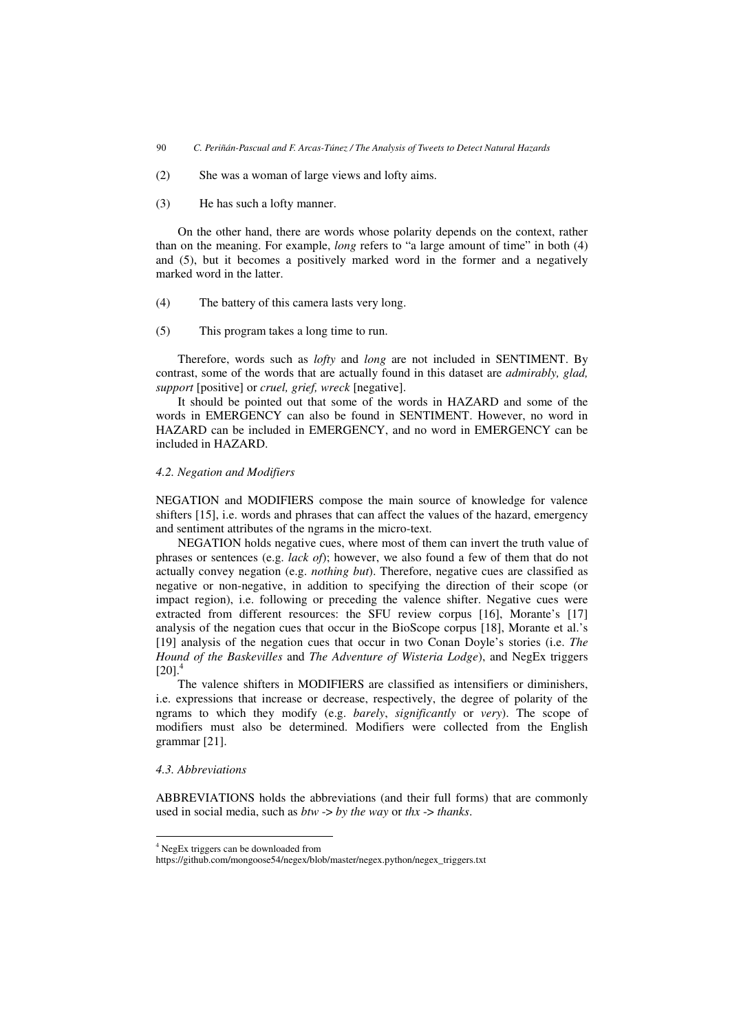(2) She was a woman of large views and lofty aims.

(3) He has such a lofty manner.

On the other hand, there are words whose polarity depends on the context, rather than on the meaning. For example, *long* refers to "a large amount of time" in both (4) and (5), but it becomes a positively marked word in the former and a negatively marked word in the latter.

(4) The battery of this camera lasts very long.

(5) This program takes a long time to run.

Therefore, words such as *lofty* and *long* are not included in SENTIMENT. By contrast, some of the words that are actually found in this dataset are *admirably, glad, support* [positive] or *cruel, grief, wreck* [negative].

It should be pointed out that some of the words in HAZARD and some of the words in EMERGENCY can also be found in SENTIMENT. However, no word in HAZARD can be included in EMERGENCY, and no word in EMERGENCY can be included in HAZARD.

### *4.2. Negation and Modifiers*

NEGATION and MODIFIERS compose the main source of knowledge for valence shifters [15], i.e. words and phrases that can affect the values of the hazard, emergency and sentiment attributes of the ngrams in the micro-text.

NEGATION holds negative cues, where most of them can invert the truth value of phrases or sentences (e.g. *lack of*); however, we also found a few of them that do not actually convey negation (e.g. *nothing but*). Therefore, negative cues are classified as negative or non-negative, in addition to specifying the direction of their scope (or impact region), i.e. following or preceding the valence shifter. Negative cues were extracted from different resources: the SFU review corpus [16], Morante's [17] analysis of the negation cues that occur in the BioScope corpus [18], Morante et al.'s [19] analysis of the negation cues that occur in two Conan Doyle's stories (i.e. *The Hound of the Baskevilles* and *The Adventure of Wisteria Lodge*), and NegEx triggers [20].[4]

The valence shifters in MODIFIERS are classified as intensifiers or diminishers, i.e. expressions that increase or decrease, respectively, the degree of polarity of the ngrams to which they modify (e.g. *barely*, *significantly* or *very*). The scope of modifiers must also be determined. Modifiers were collected from the English grammar [21].

### *4.3. Abbreviations*

ABBREVIATIONS holds the abbreviations (and their full forms) that are commonly used in social media, such as *btw* -> *by the way* or *thx* -> *thanks*.

---

[4] NegEx triggers can be downloaded from https://github.com/mongoose54/negex/blob/master/negex.python/negex_triggers.txt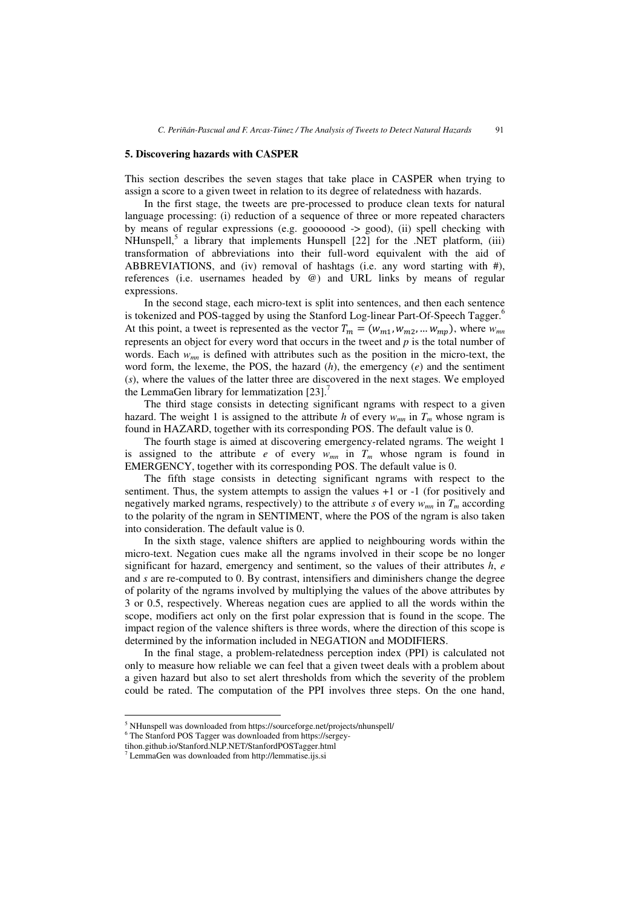## 5. Discovering hazards with CASPER

This section describes the seven stages that take place in CASPER when trying to assign a score to a given tweet in relation to its degree of relatedness with hazards.

In the first stage, the tweets are pre-processed to produce clean texts for natural language processing: (i) reduction of a sequence of three or more repeated characters by means of regular expressions (e.g. gooooood -> good), (ii) spell checking with NHunspell,[5] a library that implements Hunspell [22] for the .NET platform, (iii) transformation of abbreviations into their full-word equivalent with the aid of ABBREVIATIONS, and (iv) removal of hashtags (i.e. any word starting with #), references (i.e. usernames headed by @) and URL links by means of regular expressions.

In the second stage, each micro-text is split into sentences, and then each sentence is tokenized and POS-tagged by using the Stanford Log-linear Part-Of-Speech Tagger.[6] At this point, a tweet is represented as the vector $T_m = (w_{m1}, w_{m2}, \dots w_{mp})$, where $w_{mn}$ represents an object for every word that occurs in the tweet and $p$ is the total number of words. Each $w_{mn}$ is defined with attributes such as the position in the micro-text, the word form, the lexeme, the POS, the hazard ($h$), the emergency ($e$) and the sentiment ($s$), where the values of the latter three are discovered in the next stages. We employed the LemmaGen library for lemmatization [23].[7]

The third stage consists in detecting significant ngrams with respect to a given hazard. The weight 1 is assigned to the attribute $h$ of every $w_{mn}$ in $T_m$ whose ngram is found in HAZARD, together with its corresponding POS. The default value is 0.

The fourth stage is aimed at discovering emergency-related ngrams. The weight 1 is assigned to the attribute $e$ of every $w_{mn}$ in $T_m$ whose ngram is found in EMERGENCY, together with its corresponding POS. The default value is 0.

The fifth stage consists in detecting significant ngrams with respect to the sentiment. Thus, the system attempts to assign the values +1 or -1 (for positively and negatively marked ngrams, respectively) to the attribute $s$ of every $w_{mn}$ in $T_m$ according to the polarity of the ngram in SENTIMENT, where the POS of the ngram is also taken into consideration. The default value is 0.

In the sixth stage, valence shifters are applied to neighbouring words within the micro-text. Negation cues make all the ngrams involved in their scope be no longer significant for hazard, emergency and sentiment, so the values of their attributes $h$, $e$ and $s$ are re-computed to 0. By contrast, intensifiers and diminishers change the degree of polarity of the ngrams involved by multiplying the values of the above attributes by 3 or 0.5, respectively. Whereas negation cues are applied to all the words within the scope, modifiers act only on the first polar expression that is found in the scope. The impact region of the valence shifters is three words, where the direction of this scope is determined by the information included in NEGATION and MODIFIERS.

In the final stage, a problem-relatedness perception index (PPI) is calculated not only to measure how reliable we can feel that a given tweet deals with a problem about a given hazard but also to set alert thresholds from which the severity of the problem could be rated. The computation of the PPI involves three steps. On the one hand,

---

[5] NHunspell was downloaded from https://sourceforge.net/projects/nhunspell/

[6] The Stanford POS Tagger was downloaded from https://sergey-tihon.github.io/Stanford.NLP.NET/StanfordPOSTagger.html

[7] LemmaGen was downloaded from http://lemmatise.ijs.si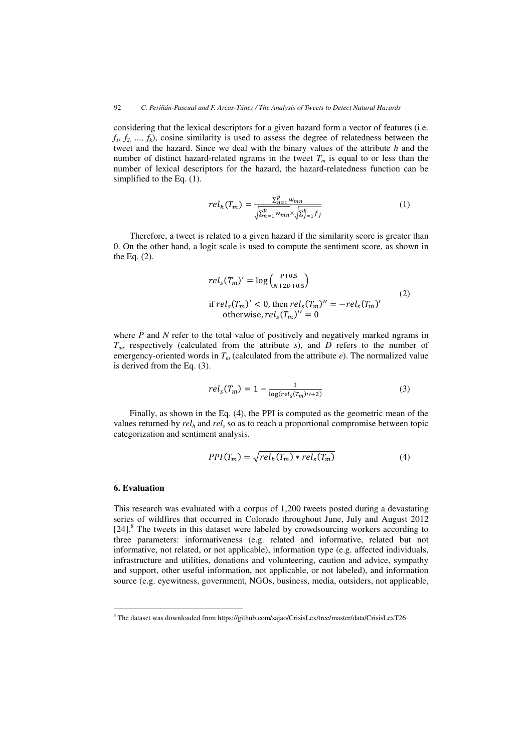considering that the lexical descriptors for a given hazard form a vector of features (i.e. $f_1, f_2, \ldots, f_k$), cosine similarity is used to assess the degree of relatedness between the tweet and the hazard. Since we deal with the binary values of the attribute *h* and the number of distinct hazard-related ngrams in the tweet $T_m$ is equal to or less than the number of lexical descriptors for the hazard, the hazard-relatedness function can be simplified to the Eq. (1).

$$rel_h(T_m) = \frac{\sum_{n=1}^{p} w_{mn}}{\sqrt{\sum_{n=1}^{p} w_{mn}} \times \sqrt{\sum_{j=1}^{k} f_j}} \tag{1}$$

Therefore, a tweet is related to a given hazard if the similarity score is greater than 0. On the other hand, a logit scale is used to compute the sentiment score, as shown in the Eq. (2).

$$\begin{gathered} rel_s(T_m)' = \log\left(\frac{P+0.5}{N+2D+0.5}\right) \\ \text{if } rel_s(T_m)' < 0, \text{ then } rel_s(T_m)'' = -rel_s(T_m)' \\ \text{otherwise, } rel_s(T_m)'' = 0 \end{gathered} \tag{2}$$

where *P* and *N* refer to the total value of positively and negatively marked ngrams in $T_m$, respectively (calculated from the attribute *s*), and *D* refers to the number of emergency-oriented words in $T_m$ (calculated from the attribute *e*). The normalized value is derived from the Eq. (3).

$$rel_s(T_m) = 1 - \frac{1}{\log(rel_s(T_m)''+2)} \tag{3}$$

Finally, as shown in the Eq. (4), the PPI is computed as the geometric mean of the values returned by $rel_h$ and $rel_s$ so as to reach a proportional compromise between topic categorization and sentiment analysis.

$$PPI(T_m) = \sqrt{rel_h(T_m) * rel_s(T_m)} \tag{4}$$

## 6. Evaluation

This research was evaluated with a corpus of 1,200 tweets posted during a devastating series of wildfires that occurred in Colorado throughout June, July and August 2012 [24].[8] The tweets in this dataset were labeled by crowdsourcing workers according to three parameters: informativeness (e.g. related and informative, related but not informative, not related, or not applicable), information type (e.g. affected individuals, infrastructure and utilities, donations and volunteering, caution and advice, sympathy and support, other useful information, not applicable, or not labeled), and information source (e.g. eyewitness, government, NGOs, business, media, outsiders, not applicable,

[8] The dataset was downloaded from https://github.com/sajao/CrisisLex/tree/master/data/CrisisLexT26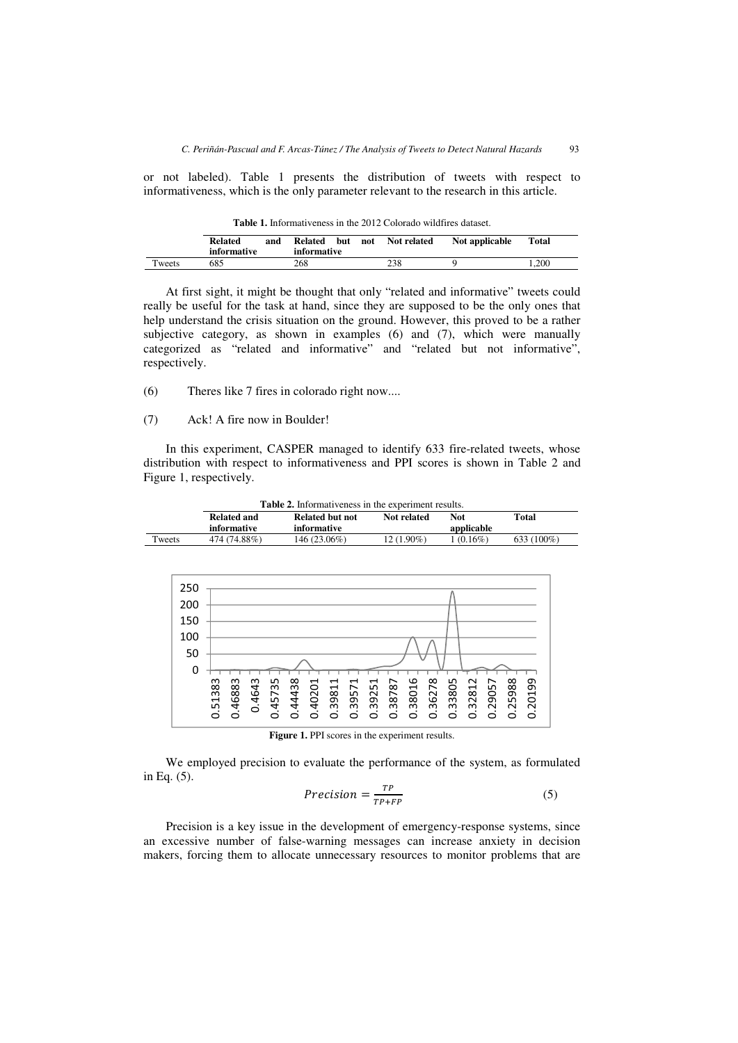or not labeled). Table 1 presents the distribution of tweets with respect to informativeness, which is the only parameter relevant to the research in this article.

**Table 1.** Informativeness in the 2012 Colorado wildfires dataset.

| | Related and informative | Related but not informative | Not related | Not applicable | Total |
|---|---|---|---|---|---|
| Tweets | 685 | 268 | 238 | 9 | 1,200 |

At first sight, it might be thought that only "related and informative" tweets could really be useful for the task at hand, since they are supposed to be the only ones that help understand the crisis situation on the ground. However, this proved to be a rather subjective category, as shown in examples (6) and (7), which were manually categorized as "related and informative" and "related but not informative", respectively.

(6) Theres like 7 fires in colorado right now....

(7) Ack! A fire now in Boulder!

In this experiment, CASPER managed to identify 633 fire-related tweets, whose distribution with respect to informativeness and PPI scores is shown in Table 2 and Figure 1, respectively.

**Table 2.** Informativeness in the experiment results.

| | Related and informative | Related but not informative | Not related | Not applicable | Total |
|---|---|---|---|---|---|
| Tweets | 474 (74.88%) | 146 (23.06%) | 12 (1.90%) | 1 (0.16%) | 633 (100%) |

**Figure 1.** PPI scores in the experiment results.

We employed precision to evaluate the performance of the system, as formulated in Eq. (5).

$$Precision = \frac{TP}{TP+FP} \tag{5}$$

Precision is a key issue in the development of emergency-response systems, since an excessive number of false-warning messages can increase anxiety in decision makers, forcing them to allocate unnecessary resources to monitor problems that are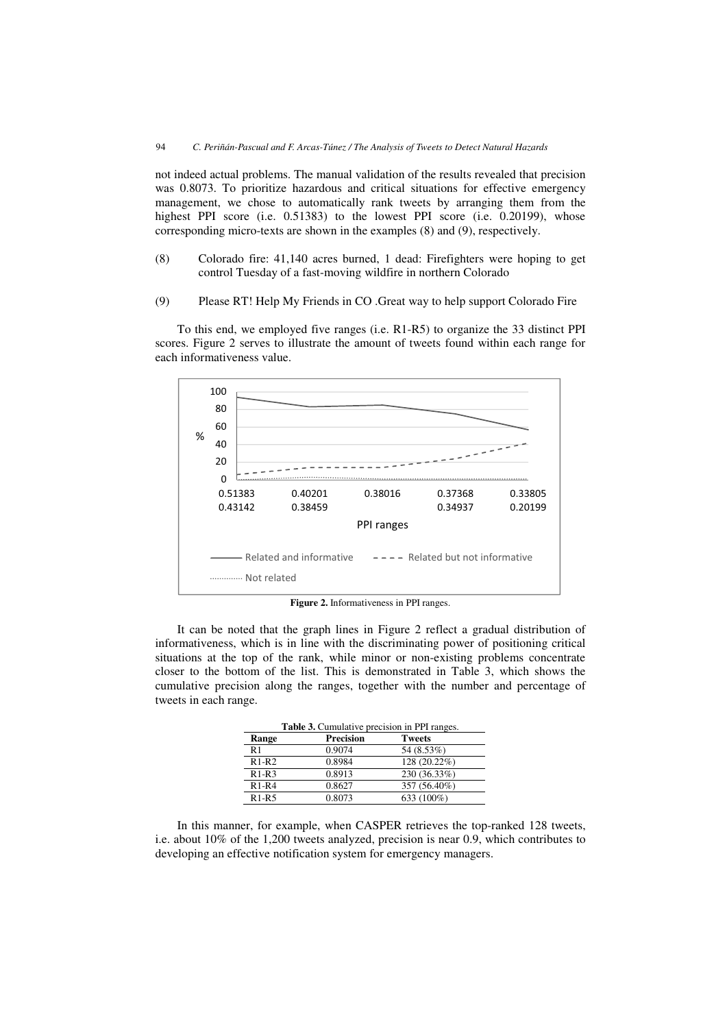not indeed actual problems. The manual validation of the results revealed that precision was 0.8073. To prioritize hazardous and critical situations for effective emergency management, we chose to automatically rank tweets by arranging them from the highest PPI score (i.e. 0.51383) to the lowest PPI score (i.e. 0.20199), whose corresponding micro-texts are shown in the examples (8) and (9), respectively.

(8) Colorado fire: 41,140 acres burned, 1 dead: Firefighters were hoping to get control Tuesday of a fast-moving wildfire in northern Colorado

(9) Please RT! Help My Friends in CO .Great way to help support Colorado Fire

To this end, we employed five ranges (i.e. R1-R5) to organize the 33 distinct PPI scores. Figure 2 serves to illustrate the amount of tweets found within each range for each informativeness value.

**Figure 2.** Informativeness in PPI ranges.

It can be noted that the graph lines in Figure 2 reflect a gradual distribution of informativeness, which is in line with the discriminating power of positioning critical situations at the top of the rank, while minor or non-existing problems concentrate closer to the bottom of the list. This is demonstrated in Table 3, which shows the cumulative precision along the ranges, together with the number and percentage of tweets in each range.

**Table 3.** Cumulative precision in PPI ranges.

| Range | Precision | Tweets |
|---|---|---|
| R1 | 0.9074 | 54 (8.53%) |
| R1-R2 | 0.8984 | 128 (20.22%) |
| R1-R3 | 0.8913 | 230 (36.33%) |
| R1-R4 | 0.8627 | 357 (56.40%) |
| R1-R5 | 0.8073 | 633 (100%) |

In this manner, for example, when CASPER retrieves the top-ranked 128 tweets, i.e. about 10% of the 1,200 tweets analyzed, precision is near 0.9, which contributes to developing an effective notification system for emergency managers.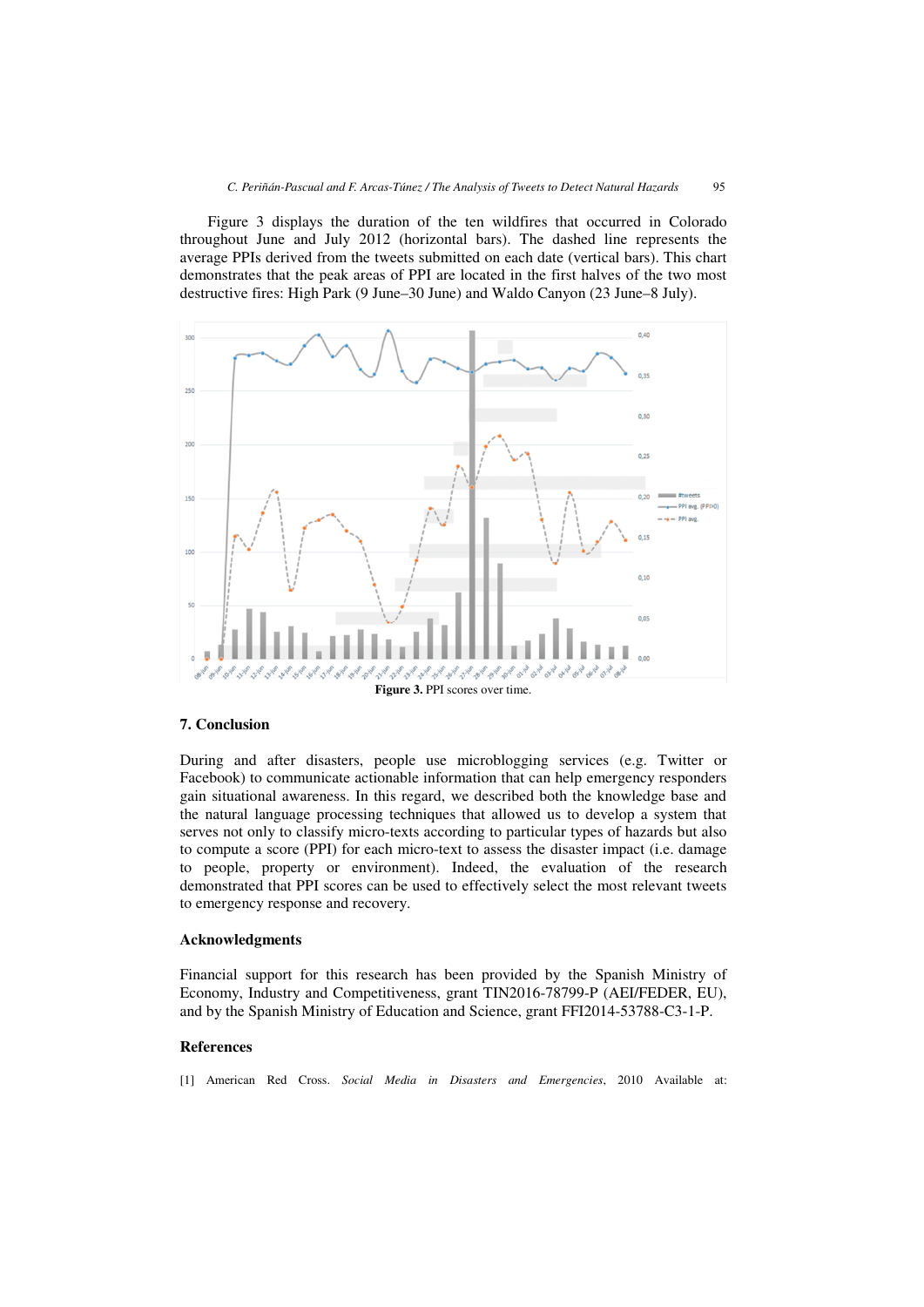Figure 3 displays the duration of the ten wildfires that occurred in Colorado throughout June and July 2012 (horizontal bars). The dashed line represents the average PPIs derived from the tweets submitted on each date (vertical bars). This chart demonstrates that the peak areas of PPI are located in the first halves of the two most destructive fires: High Park (9 June–30 June) and Waldo Canyon (23 June–8 July).

**Figure 3.** PPI scores over time.

## 7. Conclusion

During and after disasters, people use microblogging services (e.g. Twitter or Facebook) to communicate actionable information that can help emergency responders gain situational awareness. In this regard, we described both the knowledge base and the natural language processing techniques that allowed us to develop a system that serves not only to classify micro-texts according to particular types of hazards but also to compute a score (PPI) for each micro-text to assess the disaster impact (i.e. damage to people, property or environment). Indeed, the evaluation of the research demonstrated that PPI scores can be used to effectively select the most relevant tweets to emergency response and recovery.

### Acknowledgments

Financial support for this research has been provided by the Spanish Ministry of Economy, Industry and Competitiveness, grant TIN2016-78799-P (AEI/FEDER, EU), and by the Spanish Ministry of Education and Science, grant FFI2014-53788-C3-1-P.

### References

[1] American Red Cross. *Social Media in Disasters and Emergencies*, 2010 Available at: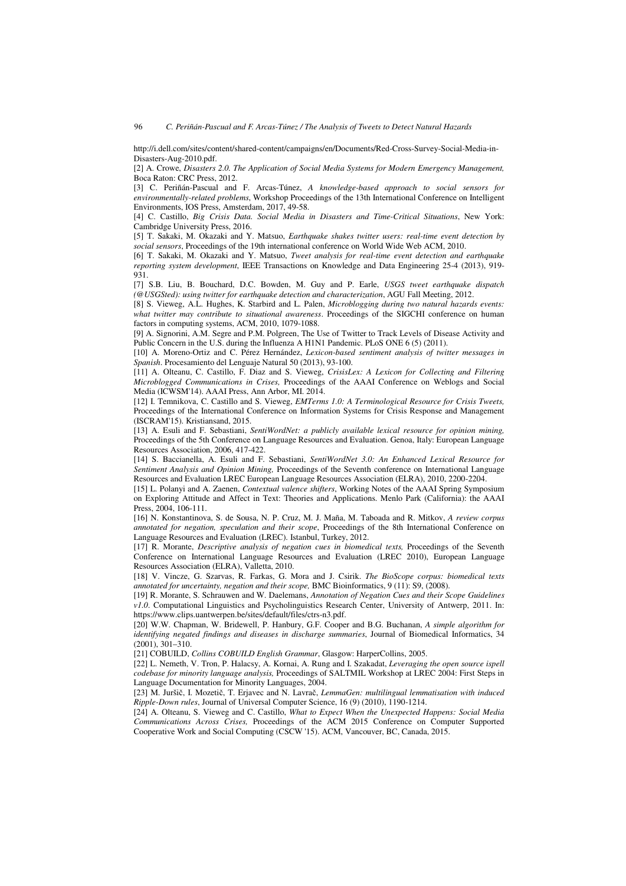http://i.dell.com/sites/content/shared-content/campaigns/en/Documents/Red-Cross-Survey-Social-Media-in-Disasters-Aug-2010.pdf.

[2] A. Crowe, *Disasters 2.0. The Application of Social Media Systems for Modern Emergency Management,* Boca Raton: CRC Press, 2012.

[3] C. Periñán-Pascual and F. Arcas-Túnez, *A knowledge-based approach to social sensors for environmentally-related problems*, Workshop Proceedings of the 13th International Conference on Intelligent Environments, IOS Press, Amsterdam, 2017, 49-58.

[4] C. Castillo, *Big Crisis Data. Social Media in Disasters and Time-Critical Situations*, New York: Cambridge University Press, 2016.

[5] T. Sakaki, M. Okazaki and Y. Matsuo, *Earthquake shakes twitter users: real-time event detection by social sensors*, Proceedings of the 19th international conference on World Wide Web ACM, 2010.

[6] T. Sakaki, M. Okazaki and Y. Matsuo, *Tweet analysis for real-time event detection and earthquake reporting system development*, IEEE Transactions on Knowledge and Data Engineering 25-4 (2013), 919-931.

[7] S.B. Liu, B. Bouchard, D.C. Bowden, M. Guy and P. Earle, *USGS tweet earthquake dispatch (@USGSted): using twitter for earthquake detection and characterization*, AGU Fall Meeting, 2012.

[8] S. Vieweg, A.L. Hughes, K. Starbird and L. Palen, *Microblogging during two natural hazards events: what twitter may contribute to situational awareness*. Proceedings of the SIGCHI conference on human factors in computing systems, ACM, 2010, 1079-1088.

[9] A. Signorini, A.M. Segre and P.M. Polgreen, The Use of Twitter to Track Levels of Disease Activity and Public Concern in the U.S. during the Influenza A H1N1 Pandemic. PLoS ONE 6 (5) (2011).

[10] A. Moreno-Ortiz and C. Pérez Hernández, *Lexicon-based sentiment analysis of twitter messages in Spanish*. Procesamiento del Lenguaje Natural 50 (2013), 93-100.

[11] A. Olteanu, C. Castillo, F. Diaz and S. Vieweg, *CrisisLex: A Lexicon for Collecting and Filtering Microblogged Communications in Crises,* Proceedings of the AAAI Conference on Weblogs and Social Media (ICWSM'14). AAAI Press, Ann Arbor, MI. 2014.

[12] I. Temnikova, C. Castillo and S. Vieweg, *EMTerms 1.0: A Terminological Resource for Crisis Tweets,* Proceedings of the International Conference on Information Systems for Crisis Response and Management (ISCRAM'15). Kristiansand, 2015.

[13] A. Esuli and F. Sebastiani, *SentiWordNet: a publicly available lexical resource for opinion mining,* Proceedings of the 5th Conference on Language Resources and Evaluation. Genoa, Italy: European Language Resources Association, 2006, 417-422.

[14] S. Baccianella, A. Esuli and F. Sebastiani, *SentiWordNet 3.0: An Enhanced Lexical Resource for Sentiment Analysis and Opinion Mining,* Proceedings of the Seventh conference on International Language Resources and Evaluation LREC European Language Resources Association (ELRA), 2010, 2200-2204.

[15] L. Polanyi and A. Zaenen, *Contextual valence shifters*, Working Notes of the AAAI Spring Symposium on Exploring Attitude and Affect in Text: Theories and Applications. Menlo Park (California): the AAAI Press, 2004, 106-111.

[16] N. Konstantinova, S. de Sousa, N. P. Cruz, M. J. Maña, M. Taboada and R. Mitkov, *A review corpus annotated for negation, speculation and their scope*, Proceedings of the 8th International Conference on Language Resources and Evaluation (LREC). Istanbul, Turkey, 2012.

[17] R. Morante, *Descriptive analysis of negation cues in biomedical texts,* Proceedings of the Seventh Conference on International Language Resources and Evaluation (LREC 2010), European Language Resources Association (ELRA), Valletta, 2010.

[18] V. Vincze, G. Szarvas, R. Farkas, G. Mora and J. Csirik. *The BioScope corpus: biomedical texts annotated for uncertainty, negation and their scope,* BMC Bioinformatics, 9 (11): S9, (2008).

[19] R. Morante, S. Schrauwen and W. Daelemans, *Annotation of Negation Cues and their Scope Guidelines v1.0*. Computational Linguistics and Psycholinguistics Research Center, University of Antwerp, 2011. In: https://www.clips.uantwerpen.be/sites/default/files/ctrs-n3.pdf.

[20] W.W. Chapman, W. Bridewell, P. Hanbury, G.F. Cooper and B.G. Buchanan, *A simple algorithm for identifying negated findings and diseases in discharge summaries*, Journal of Biomedical Informatics, 34 (2001), 301–310.

[21] COBUILD, *Collins COBUILD English Grammar*, Glasgow: HarperCollins, 2005.

[22] L. Nemeth, V. Tron, P. Halacsy, A. Kornai, A. Rung and I. Szakadat, *Leveraging the open source ispell codebase for minority language analysis,* Proceedings of SALTMIL Workshop at LREC 2004: First Steps in Language Documentation for Minority Languages, 2004.

[23] M. Juršič, I. Mozetič, T. Erjavec and N. Lavrač, *LemmaGen: multilingual lemmatisation with induced Ripple-Down rules*, Journal of Universal Computer Science, 16 (9) (2010), 1190-1214.

[24] A. Olteanu, S. Vieweg and C. Castillo, *What to Expect When the Unexpected Happens: Social Media Communications Across Crises,* Proceedings of the ACM 2015 Conference on Computer Supported Cooperative Work and Social Computing (CSCW '15). ACM, Vancouver, BC, Canada, 2015.